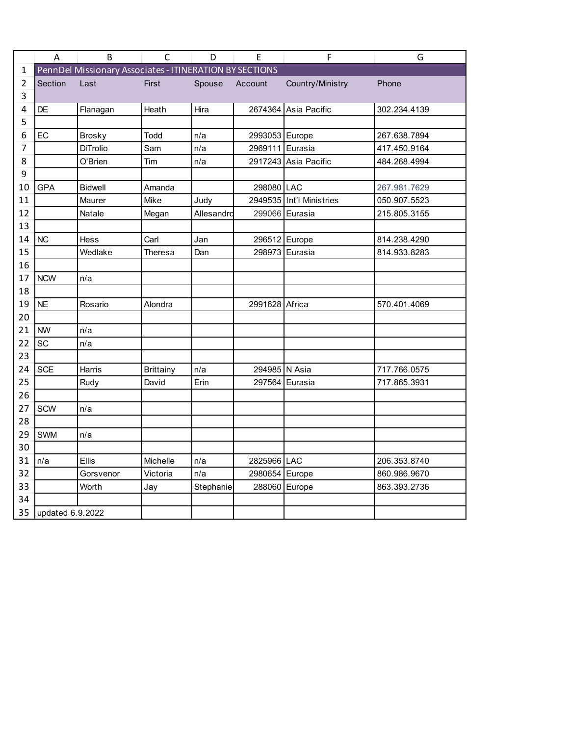# PennDel Missionary Associates - ITINERATION BY SECTIONS

| Section | Last | First | Spouse | Account | Country/Ministry | Phone |
|---|---|---|---|---|---|---|
| DE | Flanagan | Heath | Hira | 2674364 | Asia Pacific | 302.234.4139 |
| | | | | | | |
| EC | Brosky | Todd | n/a | 2993053 | Europe | 267.638.7894 |
| | DiTrolio | Sam | n/a | 2969111 | Eurasia | 417.450.9164 |
| | O'Brien | Tim | n/a | 2917243 | Asia Pacific | 484.268.4994 |
| | | | | | | |
| GPA | Bidwell | Amanda | | 298080 | LAC | 267.981.7629 |
| | Maurer | Mike | Judy | 2949535 | Int'l Ministries | 050.907.5523 |
| | Natale | Megan | Allesandro | 299066 | Eurasia | 215.805.3155 |
| | | | | | | |
| NC | Hess | Carl | Jan | 296512 | Europe | 814.238.4290 |
| | Wedlake | Theresa | Dan | 298973 | Eurasia | 814.933.8283 |
| | | | | | | |
| NCW | n/a | | | | | |
| | | | | | | |
| NE | Rosario | Alondra | | 2991628 | Africa | 570.401.4069 |
| | | | | | | |
| NW | n/a | | | | | |
| SC | n/a | | | | | |
| | | | | | | |
| SCE | Harris | Brittainy | n/a | 294985 | N Asia | 717.766.0575 |
| | Rudy | David | Erin | 297564 | Eurasia | 717.865.3931 |
| | | | | | | |
| SCW | n/a | | | | | |
| | | | | | | |
| SWM | n/a | | | | | |
| | | | | | | |
| n/a | Ellis | Michelle | n/a | 2825966 | LAC | 206.353.8740 |
| | Gorsvenor | Victoria | n/a | 2980654 | Europe | 860.986.9670 |
| | Worth | Jay | Stephanie | 288060 | Europe | 863.393.2736 |
| | | | | | | |
| updated 6.9.2022 | | | | | | |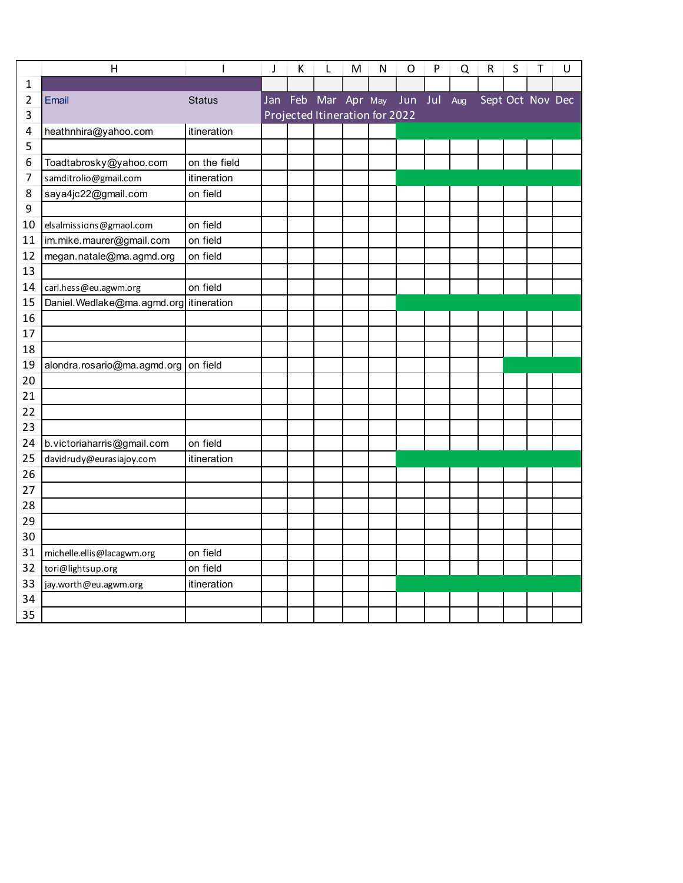| | H | I | J | K | L | M | N | O | P | Q | R | S | T | U |
|---|---|---|---|---|---|---|---|---|---|---|---|---|---|---|
| 1 | | | | | | | | | | | | | | |
| 2 | Email | Status | Jan | Feb | Mar | Apr | May | Jun | Jul | Aug | Sept | Oct | Nov | Dec |
| 3 | | | Projected Itineration for 2022 | | | | | | | | | | | |
| 4 | heathnhira@yahoo.com | itineration | | | | | | | | | | | | |
| 5 | | | | | | | | | | | | | | |
| 6 | Toadtabrosky@yahoo.com | on the field | | | | | | | | | | | | |
| 7 | samditrolio@gmail.com | itineration | | | | | | | | | | | | |
| 8 | saya4jc22@gmail.com | on field | | | | | | | | | | | | |
| 9 | | | | | | | | | | | | | | |
| 10 | elsalmissions@gmaol.com | on field | | | | | | | | | | | | |
| 11 | im.mike.maurer@gmail.com | on field | | | | | | | | | | | | |
| 12 | megan.natale@ma.agmd.org | on field | | | | | | | | | | | | |
| 13 | | | | | | | | | | | | | | |
| 14 | carl.hess@eu.agwm.org | on field | | | | | | | | | | | | |
| 15 | Daniel.Wedlake@ma.agmd.org | itineration | | | | | | | | | | | | |
| 16 | | | | | | | | | | | | | | |
| 17 | | | | | | | | | | | | | | |
| 18 | | | | | | | | | | | | | | |
| 19 | alondra.rosario@ma.agmd.org | on field | | | | | | | | | | | | |
| 20 | | | | | | | | | | | | | | |
| 21 | | | | | | | | | | | | | | |
| 22 | | | | | | | | | | | | | | |
| 23 | | | | | | | | | | | | | | |
| 24 | b.victoriaharris@gmail.com | on field | | | | | | | | | | | | |
| 25 | davidrudy@eurasiajoy.com | itineration | | | | | | | | | | | | |
| 26 | | | | | | | | | | | | | | |
| 27 | | | | | | | | | | | | | | |
| 28 | | | | | | | | | | | | | | |
| 29 | | | | | | | | | | | | | | |
| 30 | | | | | | | | | | | | | | |
| 31 | michelle.ellis@lacagwm.org | on field | | | | | | | | | | | | |
| 32 | tori@lightsup.org | on field | | | | | | | | | | | | |
| 33 | jay.worth@eu.agwm.org | itineration | | | | | | | | | | | | |
| 34 | | | | | | | | | | | | | | |
| 35 | | | | | | | | | | | | | | |